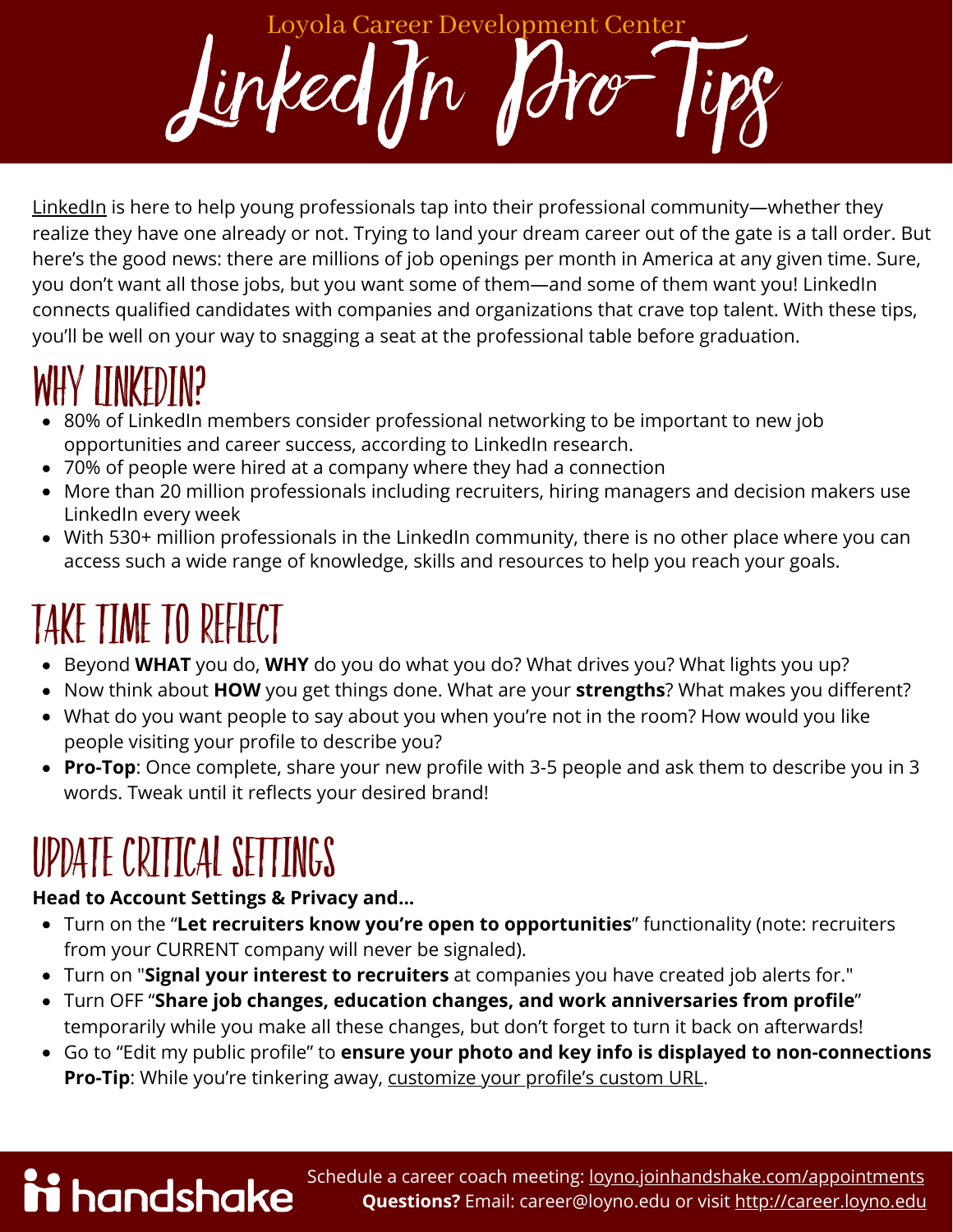Loyola Career Development Center

# LinkedIn Pro-Tips

LinkedIn is here to help young professionals tap into their professional community—whether they realize they have one already or not. Trying to land your dream career out of the gate is a tall order. But here's the good news: there are millions of job openings per month in America at any given time. Sure, you don't want all those jobs, but you want some of them—and some of them want you! LinkedIn connects qualified candidates with companies and organizations that crave top talent. With these tips, you'll be well on your way to snagging a seat at the professional table before graduation.

## WHY LINKEDIN?

- 80% of LinkedIn members consider professional networking to be important to new job opportunities and career success, according to LinkedIn research.
- 70% of people were hired at a company where they had a connection
- More than 20 million professionals including recruiters, hiring managers and decision makers use LinkedIn every week
- With 530+ million professionals in the LinkedIn community, there is no other place where you can access such a wide range of knowledge, skills and resources to help you reach your goals.

## TAKE TIME TO REFLECT

- Beyond **WHAT** you do, **WHY** do you do what you do? What drives you? What lights you up?
- Now think about **HOW** you get things done. What are your **strengths**? What makes you different?
- What do you want people to say about you when you're not in the room? How would you like people visiting your profile to describe you?
- **Pro-Top**: Once complete, share your new profile with 3-5 people and ask them to describe you in 3 words. Tweak until it reflects your desired brand!

## UPDATE CRITICAL SETTINGS

**Head to Account Settings & Privacy and...**

- Turn on the "**Let recruiters know you're open to opportunities**" functionality (note: recruiters from your CURRENT company will never be signaled).
- Turn on "**Signal your interest to recruiters** at companies you have created job alerts for."
- Turn OFF "**Share job changes, education changes, and work anniversaries from profile**" temporarily while you make all these changes, but don't forget to turn it back on afterwards!
- Go to "Edit my public profile" to **ensure your photo and key info is displayed to non-connections**
  **Pro-Tip**: While you're tinkering away, customize your profile's custom URL.

handshake

Schedule a career coach meeting: loyno.joinhandshake.com/appointments
**Questions?** Email: career@loyno.edu or visit http://career.loyno.edu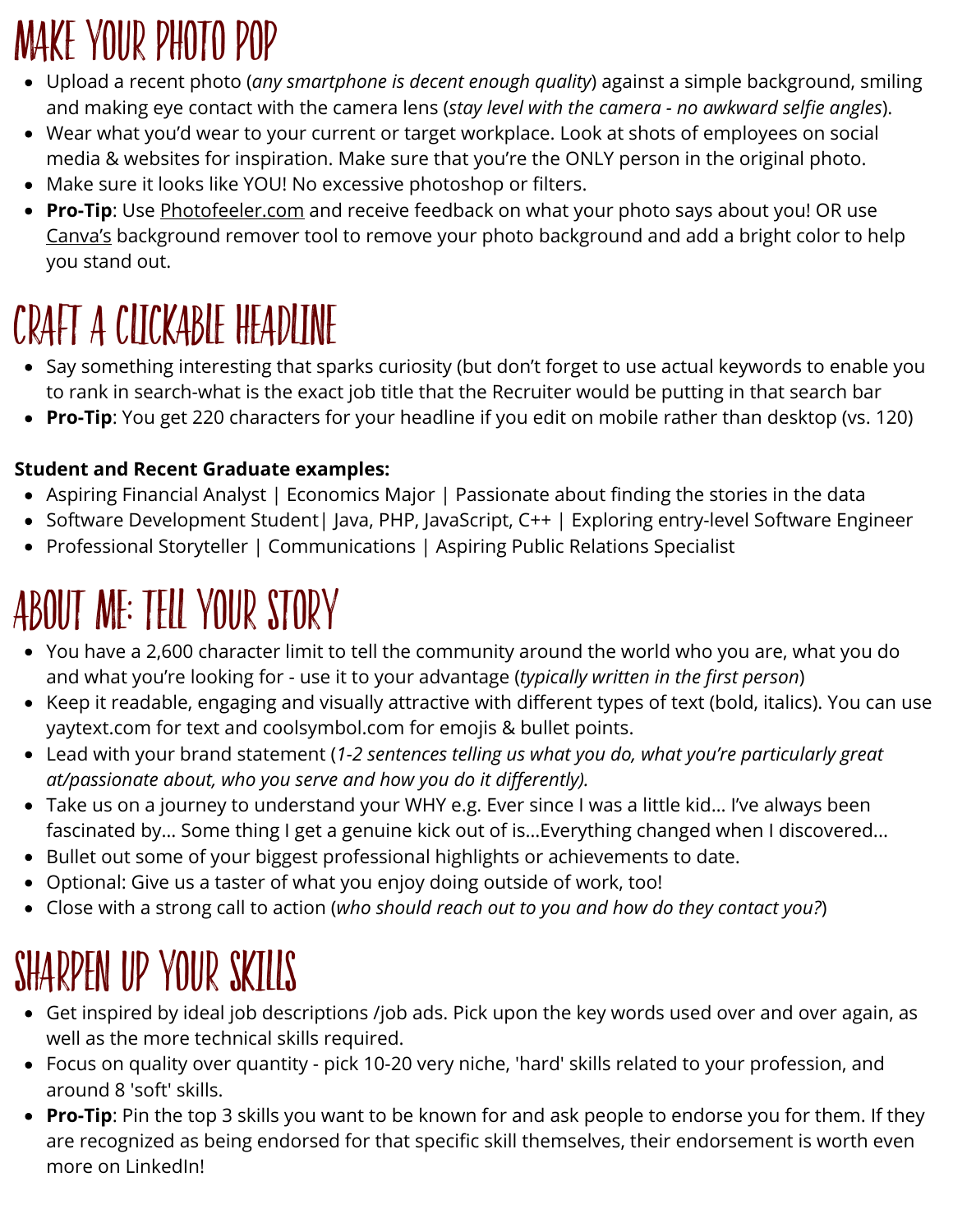# MAKE YOUR PHOTO POP

- Upload a recent photo (*any smartphone is decent enough quality*) against a simple background, smiling and making eye contact with the camera lens (*stay level with the camera - no awkward selfie angles*).
- Wear what you'd wear to your current or target workplace. Look at shots of employees on social media & websites for inspiration. Make sure that you're the ONLY person in the original photo.
- Make sure it looks like YOU! No excessive photoshop or filters.
- **Pro-Tip**: Use Photofeeler.com and receive feedback on what your photo says about you! OR use Canva's background remover tool to remove your photo background and add a bright color to help you stand out.

# CRAFT A CLICKABLE HEADLINE

- Say something interesting that sparks curiosity (but don't forget to use actual keywords to enable you to rank in search-what is the exact job title that the Recruiter would be putting in that search bar
- **Pro-Tip**: You get 220 characters for your headline if you edit on mobile rather than desktop (vs. 120)

**Student and Recent Graduate examples:**

- Aspiring Financial Analyst | Economics Major | Passionate about finding the stories in the data
- Software Development Student| Java, PHP, JavaScript, C++ | Exploring entry-level Software Engineer
- Professional Storyteller | Communications | Aspiring Public Relations Specialist

# ABOUT ME: TELL YOUR STORY

- You have a 2,600 character limit to tell the community around the world who you are, what you do and what you're looking for - use it to your advantage (*typically written in the first person*)
- Keep it readable, engaging and visually attractive with different types of text (bold, italics). You can use yaytext.com for text and coolsymbol.com for emojis & bullet points.
- Lead with your brand statement (*1-2 sentences telling us what you do, what you're particularly great at/passionate about, who you serve and how you do it differently).*
- Take us on a journey to understand your WHY e.g. Ever since I was a little kid… I've always been fascinated by… Some thing I get a genuine kick out of is…Everything changed when I discovered…
- Bullet out some of your biggest professional highlights or achievements to date.
- Optional: Give us a taster of what you enjoy doing outside of work, too!
- Close with a strong call to action (*who should reach out to you and how do they contact you?*)

# SHARPEN UP YOUR SKILLS

- Get inspired by ideal job descriptions /job ads. Pick upon the key words used over and over again, as well as the more technical skills required.
- Focus on quality over quantity - pick 10-20 very niche, 'hard' skills related to your profession, and around 8 'soft' skills.
- **Pro-Tip**: Pin the top 3 skills you want to be known for and ask people to endorse you for them. If they are recognized as being endorsed for that specific skill themselves, their endorsement is worth even more on LinkedIn!